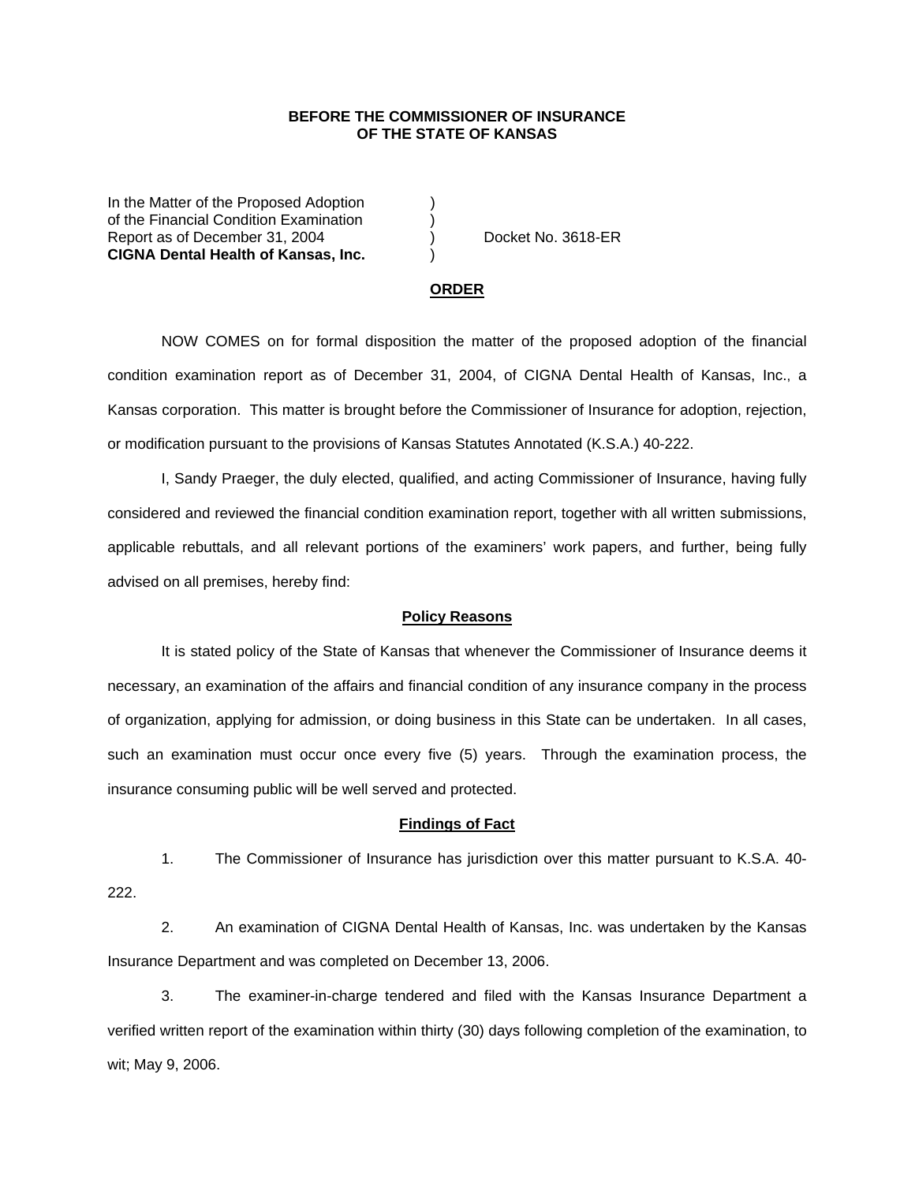**BEFORE THE COMMISSIONER OF INSURANCE**
**OF THE STATE OF KANSAS**

In the Matter of the Proposed Adoption )
of the Financial Condition Examination )
Report as of December 31, 2004 ) Docket No. 3618-ER
**CIGNA Dental Health of Kansas, Inc.** )

## ORDER

NOW COMES on for formal disposition the matter of the proposed adoption of the financial condition examination report as of December 31, 2004, of CIGNA Dental Health of Kansas, Inc., a Kansas corporation. This matter is brought before the Commissioner of Insurance for adoption, rejection, or modification pursuant to the provisions of Kansas Statutes Annotated (K.S.A.) 40-222.

I, Sandy Praeger, the duly elected, qualified, and acting Commissioner of Insurance, having fully considered and reviewed the financial condition examination report, together with all written submissions, applicable rebuttals, and all relevant portions of the examiners' work papers, and further, being fully advised on all premises, hereby find:

### Policy Reasons

It is stated policy of the State of Kansas that whenever the Commissioner of Insurance deems it necessary, an examination of the affairs and financial condition of any insurance company in the process of organization, applying for admission, or doing business in this State can be undertaken. In all cases, such an examination must occur once every five (5) years. Through the examination process, the insurance consuming public will be well served and protected.

### Findings of Fact

1. The Commissioner of Insurance has jurisdiction over this matter pursuant to K.S.A. 40-222.

2. An examination of CIGNA Dental Health of Kansas, Inc. was undertaken by the Kansas Insurance Department and was completed on December 13, 2006.

3. The examiner-in-charge tendered and filed with the Kansas Insurance Department a verified written report of the examination within thirty (30) days following completion of the examination, to wit; May 9, 2006.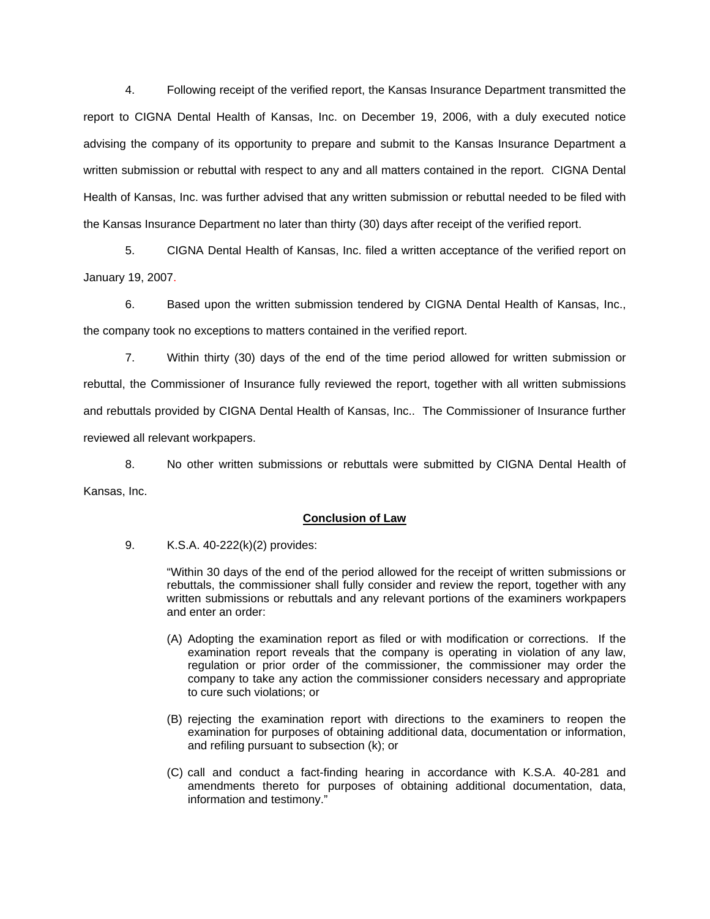4. Following receipt of the verified report, the Kansas Insurance Department transmitted the report to CIGNA Dental Health of Kansas, Inc. on December 19, 2006, with a duly executed notice advising the company of its opportunity to prepare and submit to the Kansas Insurance Department a written submission or rebuttal with respect to any and all matters contained in the report. CIGNA Dental Health of Kansas, Inc. was further advised that any written submission or rebuttal needed to be filed with the Kansas Insurance Department no later than thirty (30) days after receipt of the verified report.

5. CIGNA Dental Health of Kansas, Inc. filed a written acceptance of the verified report on January 19, 2007.

6. Based upon the written submission tendered by CIGNA Dental Health of Kansas, Inc., the company took no exceptions to matters contained in the verified report.

7. Within thirty (30) days of the end of the time period allowed for written submission or rebuttal, the Commissioner of Insurance fully reviewed the report, together with all written submissions and rebuttals provided by CIGNA Dental Health of Kansas, Inc.. The Commissioner of Insurance further reviewed all relevant workpapers.

8. No other written submissions or rebuttals were submitted by CIGNA Dental Health of Kansas, Inc.

## Conclusion of Law

9. K.S.A. 40-222(k)(2) provides:

> "Within 30 days of the end of the period allowed for the receipt of written submissions or rebuttals, the commissioner shall fully consider and review the report, together with any written submissions or rebuttals and any relevant portions of the examiners workpapers and enter an order:
>
> (A) Adopting the examination report as filed or with modification or corrections. If the examination report reveals that the company is operating in violation of any law, regulation or prior order of the commissioner, the commissioner may order the company to take any action the commissioner considers necessary and appropriate to cure such violations; or
>
> (B) rejecting the examination report with directions to the examiners to reopen the examination for purposes of obtaining additional data, documentation or information, and refiling pursuant to subsection (k); or
>
> (C) call and conduct a fact-finding hearing in accordance with K.S.A. 40-281 and amendments thereto for purposes of obtaining additional documentation, data, information and testimony."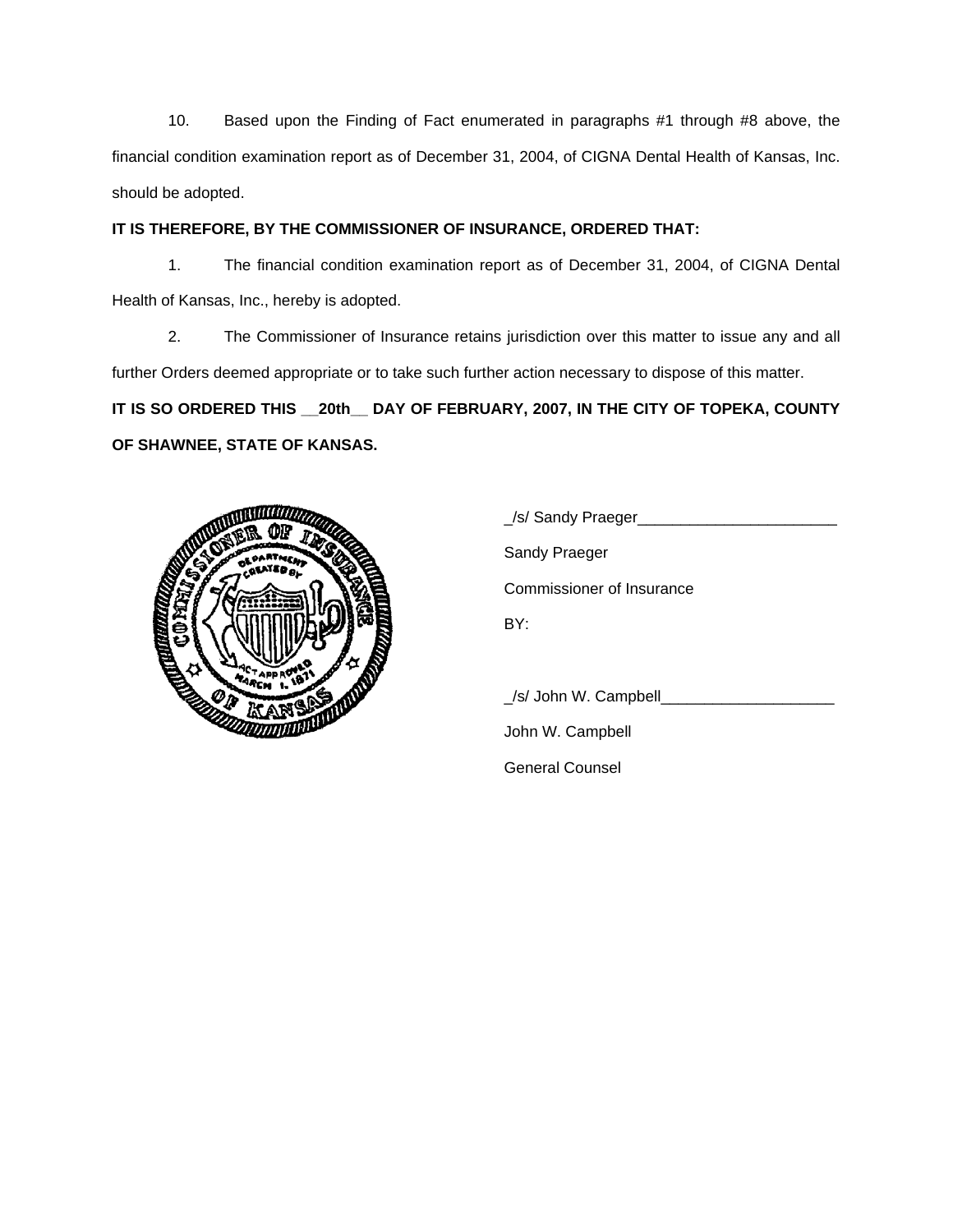10. Based upon the Finding of Fact enumerated in paragraphs #1 through #8 above, the financial condition examination report as of December 31, 2004, of CIGNA Dental Health of Kansas, Inc. should be adopted.

**IT IS THEREFORE, BY THE COMMISSIONER OF INSURANCE, ORDERED THAT:**

1. The financial condition examination report as of December 31, 2004, of CIGNA Dental Health of Kansas, Inc., hereby is adopted.

2. The Commissioner of Insurance retains jurisdiction over this matter to issue any and all further Orders deemed appropriate or to take such further action necessary to dispose of this matter.

**IT IS SO ORDERED THIS __20th__ DAY OF FEBRUARY, 2007, IN THE CITY OF TOPEKA, COUNTY OF SHAWNEE, STATE OF KANSAS.**

_/s/ Sandy Praeger_______________________

Sandy Praeger

Commissioner of Insurance

BY:

_/s/ John W. Campbell____________________

John W. Campbell

General Counsel